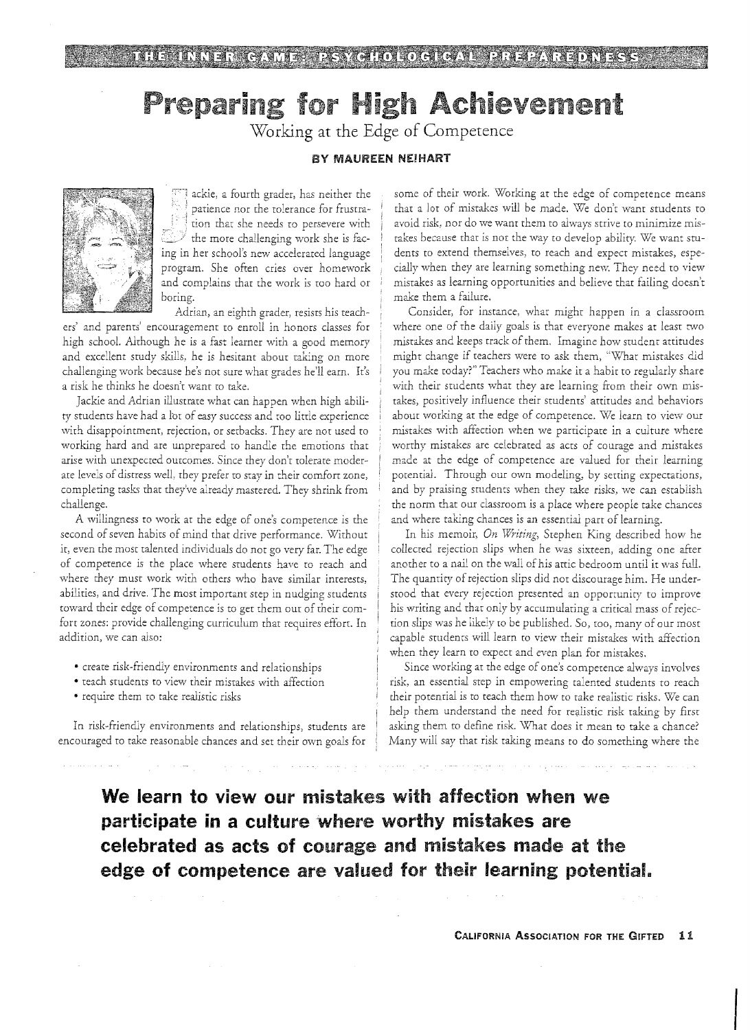THE INNER GAME: PSYCHOLOGICAL PREPAREDNESS

# Preparing for High Achievement

## Working at the Edge of Competence

**BY MAUREEN NEIHART**

Jackie, a fourth grader, has neither the patience nor the tolerance for frustration that she needs to persevere with the more challenging work she is facing in her school's new accelerated language program. She often cries over homework and complains that the work is too hard or boring.

Adrian, an eighth grader, resists his teachers' and parents' encouragement to enroll in honors classes for high school. Although he is a fast learner with a good memory and excellent study skills, he is hesitant about taking on more challenging work because he's not sure what grades he'll earn. It's a risk he thinks he doesn't want to take.

Jackie and Adrian illustrate what can happen when high ability students have had a lot of easy success and too little experience with disappointment, rejection, or setbacks. They are not used to working hard and are unprepared to handle the emotions that arise with unexpected outcomes. Since they don't tolerate moderate levels of distress well, they prefer to stay in their comfort zone, completing tasks that they've already mastered. They shrink from challenge.

A willingness to work at the edge of one's competence is the second of seven habits of mind that drive performance. Without it, even the most talented individuals do not go very far. The edge of competence is the place where students have to reach and where they must work with others who have similar interests, abilities, and drive. The most important step in nudging students toward their edge of competence is to get them out of their comfort zones: provide challenging curriculum that requires effort. In addition, we can also:

- create risk-friendly environments and relationships
- teach students to view their mistakes with affection
- require them to take realistic risks

In risk-friendly environments and relationships, students are encouraged to take reasonable chances and set their own goals for some of their work. Working at the edge of competence means that a lot of mistakes will be made. We don't want students to avoid risk, nor do we want them to always strive to minimize mistakes because that is not the way to develop ability. We want students to extend themselves, to reach and expect mistakes, especially when they are learning something new. They need to view mistakes as learning opportunities and believe that failing doesn't make them a failure.

Consider, for instance, what might happen in a classroom where one of the daily goals is that everyone makes at least two mistakes and keeps track of them. Imagine how student attitudes might change if teachers were to ask them, "What mistakes did you make today?" Teachers who make it a habit to regularly share with their students what they are learning from their own mistakes, positively influence their students' attitudes and behaviors about working at the edge of competence. We learn to view our mistakes with affection when we participate in a culture where worthy mistakes are celebrated as acts of courage and mistakes made at the edge of competence are valued for their learning potential. Through our own modeling, by setting expectations, and by praising students when they take risks, we can establish the norm that our classroom is a place where people take chances and where taking chances is an essential part of learning.

In his memoir, *On Writing*, Stephen King described how he collected rejection slips when he was sixteen, adding one after another to a nail on the wall of his attic bedroom until it was full. The quantity of rejection slips did not discourage him. He understood that every rejection presented an opportunity to improve his writing and that only by accumulating a critical mass of rejection slips was he likely to be published. So, too, many of our most capable students will learn to view their mistakes with affection when they learn to expect and even plan for mistakes.

Since working at the edge of one's competence always involves risk, an essential step in empowering talented students to reach their potential is to teach them how to take realistic risks. We can help them understand the need for realistic risk taking by first asking them to define risk. What does it mean to take a chance? Many will say that risk taking means to do something where the

**We learn to view our mistakes with affection when we participate in a culture where worthy mistakes are celebrated as acts of courage and mistakes made at the edge of competence are valued for their learning potential.**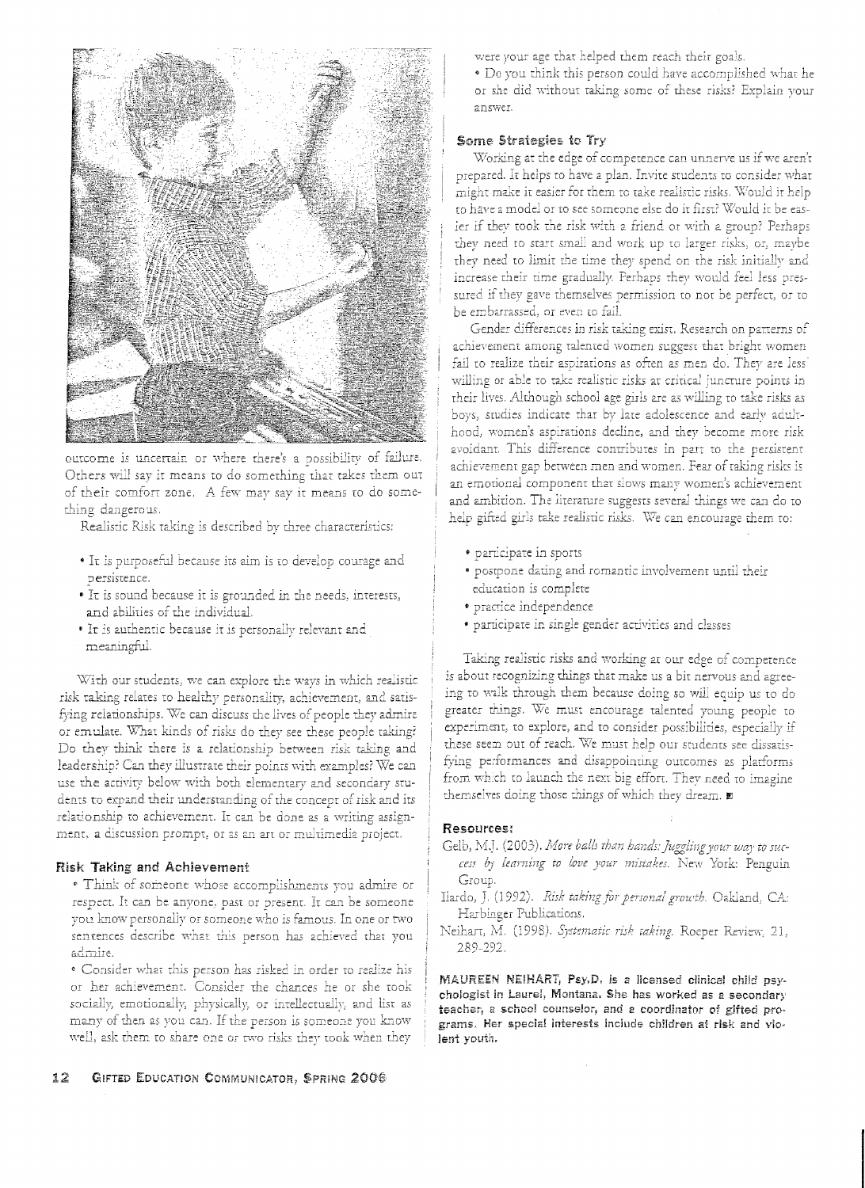outcome is uncertain or where there's a possibility of failure. Others will say it means to do something that takes them out of their comfort zone. A few may say it means to do something dangerous.

Realistic Risk taking is described by three characteristics:

- It is purposeful because its aim is to develop courage and persistence.
- It is sound because it is grounded in the needs, interests, and abilities of the individual.
- It is authentic because it is personally relevant and meaningful.

With our students, we can explore the ways in which realistic risk taking relates to healthy personality, achievement, and satisfying relationships. We can discuss the lives of people they admire or emulate. What kinds of risks do they see these people taking? Do they think there is a relationship between risk taking and leadership? Can they illustrate their points with examples? We can use the activity below with both elementary and secondary students to expand their understanding of the concept of risk and its relationship to achievement. It can be done as a writing assignment, a discussion prompt, or as an art or multimedia project.

### Risk Taking and Achievement

- Think of someone whose accomplishments you admire or respect. It can be anyone, past or present. It can be someone you know personally or someone who is famous. In one or two sentences describe what this person has achieved that you admire.
- Consider what this person has risked in order to realize his or her achievement. Consider the chances he or she took socially, emotionally, physically, or intellectually, and list as many of then as you can. If the person is someone you know well, ask them to share one or two risks they took when they were your age that helped them reach their goals.
- Do you think this person could have accomplished what he or she did without taking some of these risks? Explain your answer.

### Some Strategies to Try

Working at the edge of competence can unnerve us if we aren't prepared. It helps to have a plan. Invite students to consider what might make it easier for them to take realistic risks. Would it help to have a model or to see someone else do it first? Would it be easier if they took the risk with a friend or with a group? Perhaps they need to start small and work up to larger risks, or, maybe they need to limit the time they spend on the risk initially and increase their time gradually. Perhaps they would feel less pressured if they gave themselves permission to not be perfect, or to be embarrassed, or even to fail.

Gender differences in risk taking exist. Research on patterns of achievement among talented women suggest that bright women fail to realize their aspirations as often as men do. They are less willing or able to take realistic risks at critical juncture points in their lives. Although school age girls are as willing to take risks as boys, studies indicate that by late adolescence and early adulthood, women's aspirations decline, and they become more risk avoidant. This difference contributes in part to the persistent achievement gap between men and women. Fear of taking risks is an emotional component that slows many women's achievement and ambition. The literature suggests several things we can do to help gifted girls take realistic risks. We can encourage them to:

- participate in sports
- postpone dating and romantic involvement until their education is complete
- practice independence
- participate in single gender activities and classes

Taking realistic risks and working at our edge of competence is about recognizing things that make us a bit nervous and agreeing to walk through them because doing so will equip us to do greater things. We must encourage talented young people to experiment, to explore, and to consider possibilities, especially if these seem out of reach. We must help our students see dissatisfying performances and disappointing outcomes as platforms from which to launch the next big effort. They need to imagine themselves doing those things of which they dream.

### Resources:

Gelb, M.J. (2003). *More balls than hands: Juggling your way to success by learning to love your mistakes.* New York: Penguin Group.

Ilardo, J. (1992). *Risk taking for personal growth.* Oakland, CA: Harbinger Publications.

Neihart, M. (1998). *Systematic risk taking.* Roeper Review, 21, 289-292.

**MAUREEN NEIHART, Psy.D. is a licensed clinical child psychologist in Laurel, Montana. She has worked as a secondary teacher, a school counselor, and a coordinator of gifted programs. Her special interests include children at risk and violent youth.**